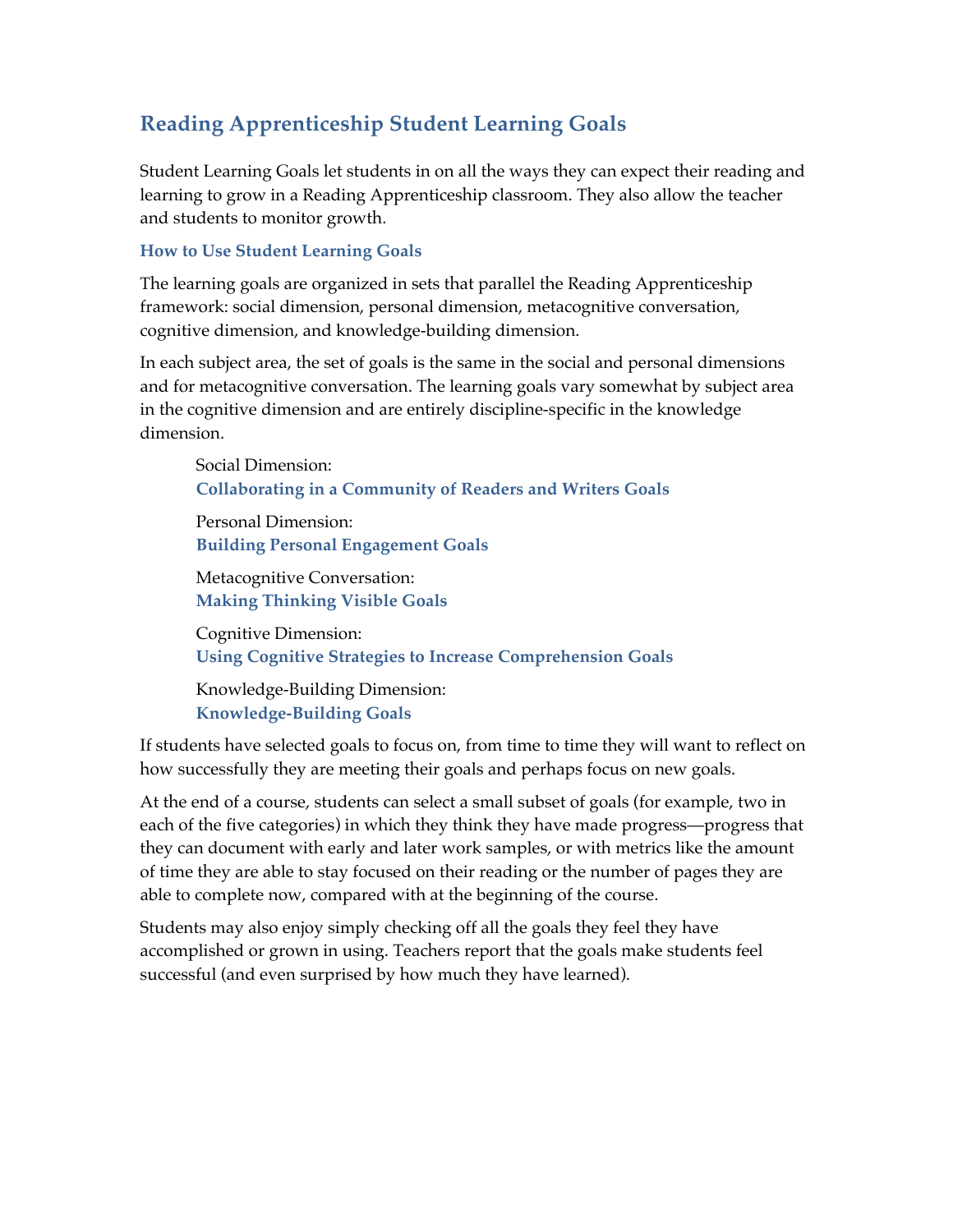# Reading Apprenticeship Student Learning Goals

Student Learning Goals let students in on all the ways they can expect their reading and learning to grow in a Reading Apprenticeship classroom. They also allow the teacher and students to monitor growth.

## How to Use Student Learning Goals

The learning goals are organized in sets that parallel the Reading Apprenticeship framework: social dimension, personal dimension, metacognitive conversation, cognitive dimension, and knowledge-building dimension.

In each subject area, the set of goals is the same in the social and personal dimensions and for metacognitive conversation. The learning goals vary somewhat by subject area in the cognitive dimension and are entirely discipline-specific in the knowledge dimension.

> Social Dimension:
> **Collaborating in a Community of Readers and Writers Goals**
>
> Personal Dimension:
> **Building Personal Engagement Goals**
>
> Metacognitive Conversation:
> **Making Thinking Visible Goals**
>
> Cognitive Dimension:
> **Using Cognitive Strategies to Increase Comprehension Goals**
>
> Knowledge-Building Dimension:
> **Knowledge-Building Goals**

If students have selected goals to focus on, from time to time they will want to reflect on how successfully they are meeting their goals and perhaps focus on new goals.

At the end of a course, students can select a small subset of goals (for example, two in each of the five categories) in which they think they have made progress—progress that they can document with early and later work samples, or with metrics like the amount of time they are able to stay focused on their reading or the number of pages they are able to complete now, compared with at the beginning of the course.

Students may also enjoy simply checking off all the goals they feel they have accomplished or grown in using. Teachers report that the goals make students feel successful (and even surprised by how much they have learned).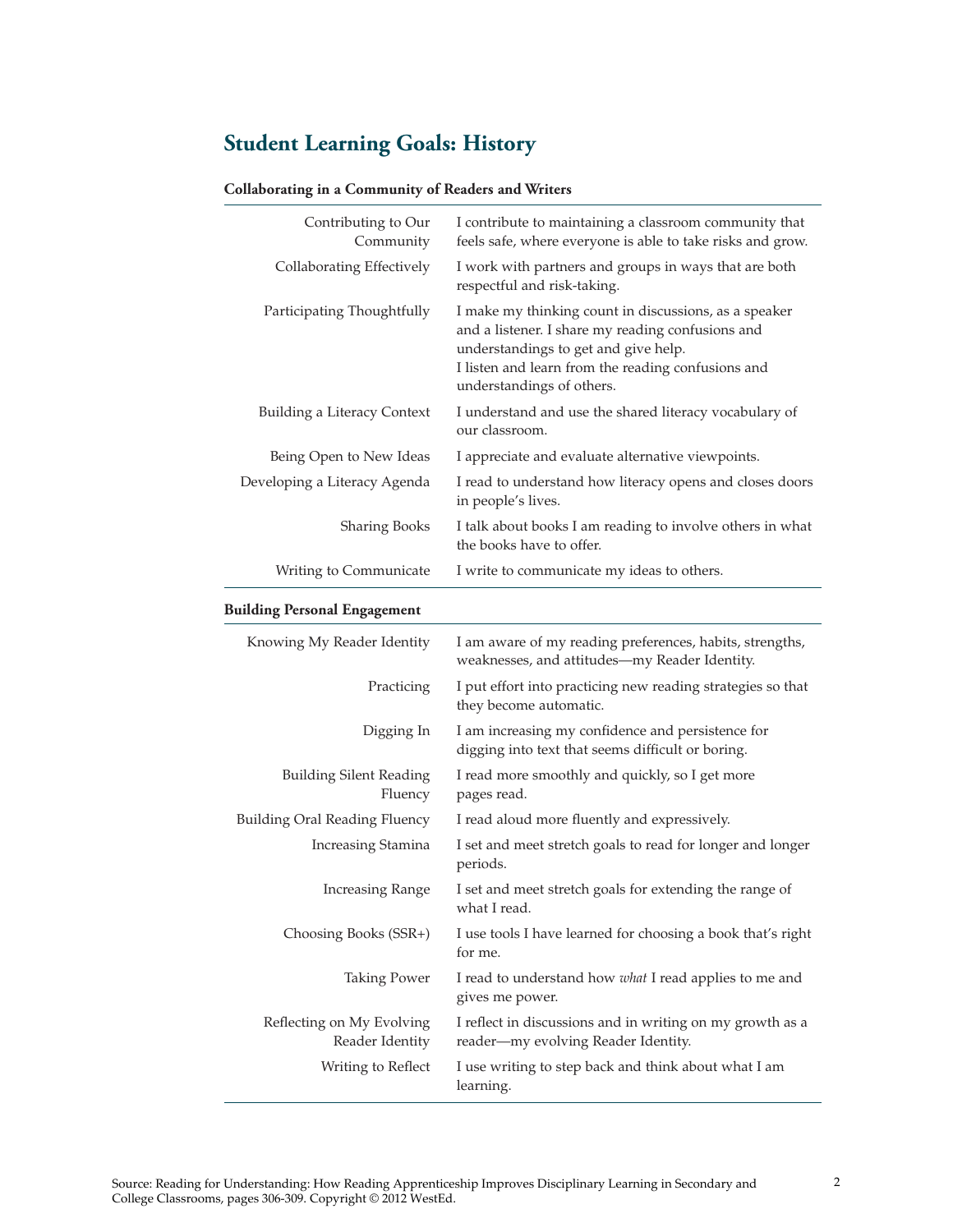## Student Learning Goals: History

**Collaborating in a Community of Readers and Writers**

| | |
|---|---|
| Contributing to Our Community | I contribute to maintaining a classroom community that feels safe, where everyone is able to take risks and grow. |
| Collaborating Effectively | I work with partners and groups in ways that are both respectful and risk-taking. |
| Participating Thoughtfully | I make my thinking count in discussions, as a speaker and a listener. I share my reading confusions and understandings to get and give help. I listen and learn from the reading confusions and understandings of others. |
| Building a Literacy Context | I understand and use the shared literacy vocabulary of our classroom. |
| Being Open to New Ideas | I appreciate and evaluate alternative viewpoints. |
| Developing a Literacy Agenda | I read to understand how literacy opens and closes doors in people's lives. |
| Sharing Books | I talk about books I am reading to involve others in what the books have to offer. |
| Writing to Communicate | I write to communicate my ideas to others. |

**Building Personal Engagement**

| | |
|---|---|
| Knowing My Reader Identity | I am aware of my reading preferences, habits, strengths, weaknesses, and attitudes—my Reader Identity. |
| Practicing | I put effort into practicing new reading strategies so that they become automatic. |
| Digging In | I am increasing my confidence and persistence for digging into text that seems difficult or boring. |
| Building Silent Reading Fluency | I read more smoothly and quickly, so I get more pages read. |
| Building Oral Reading Fluency | I read aloud more fluently and expressively. |
| Increasing Stamina | I set and meet stretch goals to read for longer and longer periods. |
| Increasing Range | I set and meet stretch goals for extending the range of what I read. |
| Choosing Books (SSR+) | I use tools I have learned for choosing a book that's right for me. |
| Taking Power | I read to understand how *what* I read applies to me and gives me power. |
| Reflecting on My Evolving Reader Identity | I reflect in discussions and in writing on my growth as a reader—my evolving Reader Identity. |
| Writing to Reflect | I use writing to step back and think about what I am learning. |

Source: Reading for Understanding: How Reading Apprenticeship Improves Disciplinary Learning in Secondary and College Classrooms, pages 306-309. Copyright © 2012 WestEd.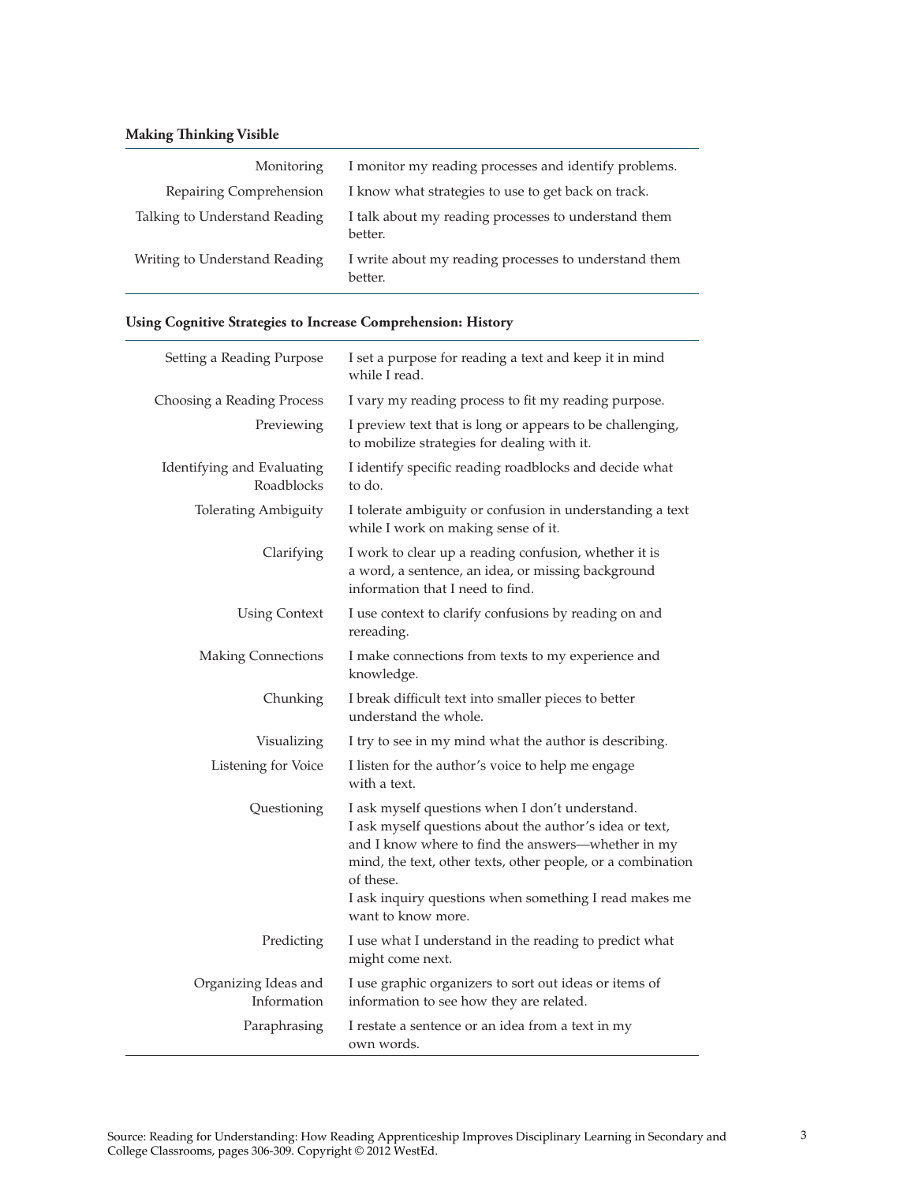**Making Thinking Visible**

| | |
|---|---|
| Monitoring | I monitor my reading processes and identify problems. |
| Repairing Comprehension | I know what strategies to use to get back on track. |
| Talking to Understand Reading | I talk about my reading processes to understand them better. |
| Writing to Understand Reading | I write about my reading processes to understand them better. |

**Using Cognitive Strategies to Increase Comprehension: History**

| | |
|---|---|
| Setting a Reading Purpose | I set a purpose for reading a text and keep it in mind while I read. |
| Choosing a Reading Process | I vary my reading process to fit my reading purpose. |
| Previewing | I preview text that is long or appears to be challenging, to mobilize strategies for dealing with it. |
| Identifying and Evaluating Roadblocks | I identify specific reading roadblocks and decide what to do. |
| Tolerating Ambiguity | I tolerate ambiguity or confusion in understanding a text while I work on making sense of it. |
| Clarifying | I work to clear up a reading confusion, whether it is a word, a sentence, an idea, or missing background information that I need to find. |
| Using Context | I use context to clarify confusions by reading on and rereading. |
| Making Connections | I make connections from texts to my experience and knowledge. |
| Chunking | I break difficult text into smaller pieces to better understand the whole. |
| Visualizing | I try to see in my mind what the author is describing. |
| Listening for Voice | I listen for the author's voice to help me engage with a text. |
| Questioning | I ask myself questions when I don't understand. I ask myself questions about the author's idea or text, and I know where to find the answers—whether in my mind, the text, other texts, other people, or a combination of these. I ask inquiry questions when something I read makes me want to know more. |
| Predicting | I use what I understand in the reading to predict what might come next. |
| Organizing Ideas and Information | I use graphic organizers to sort out ideas or items of information to see how they are related. |
| Paraphrasing | I restate a sentence or an idea from a text in my own words. |

Source: Reading for Understanding: How Reading Apprenticeship Improves Disciplinary Learning in Secondary and College Classrooms, pages 306-309. Copyright © 2012 WestEd.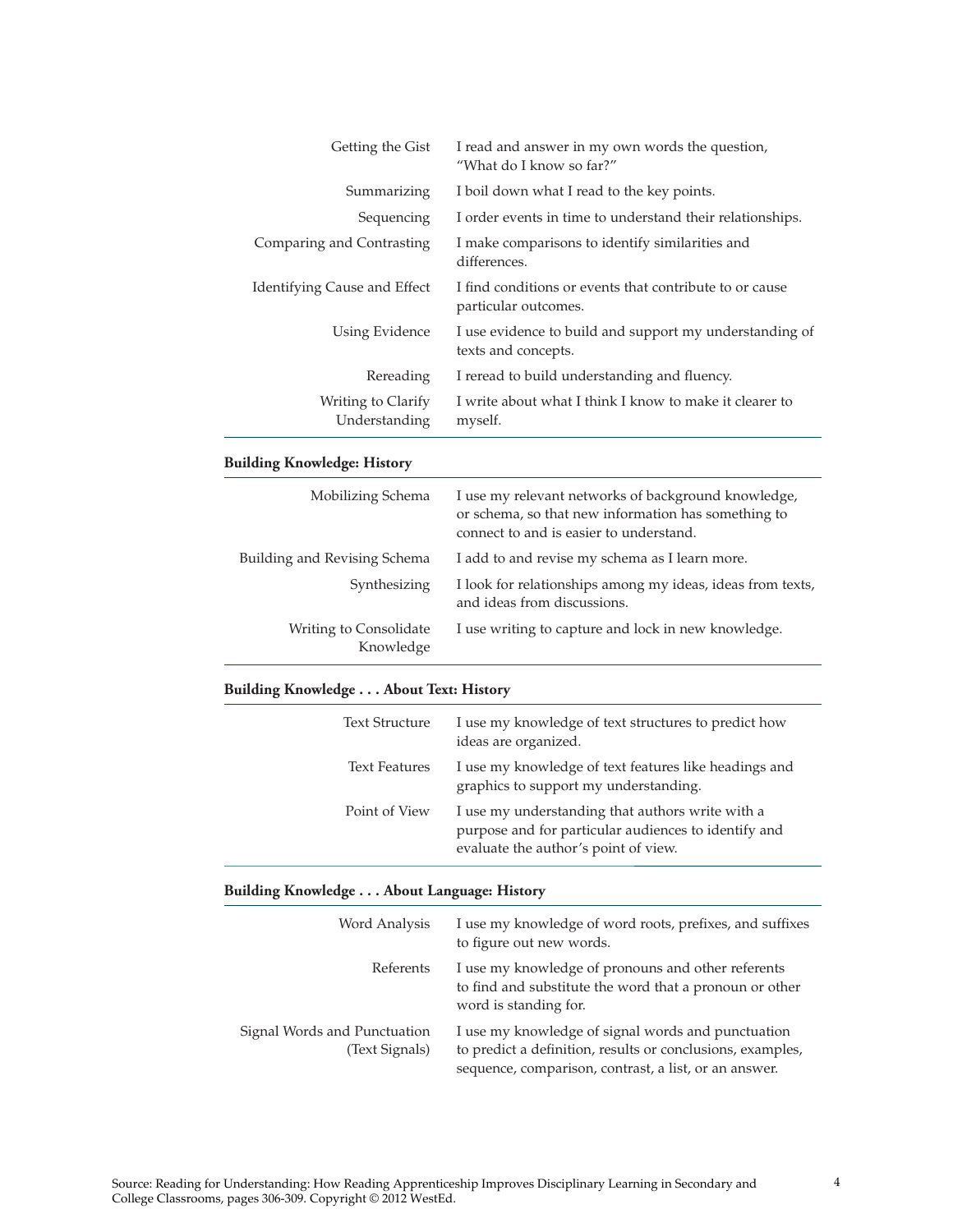| | |
|---|---|
| Getting the Gist | I read and answer in my own words the question, "What do I know so far?" |
| Summarizing | I boil down what I read to the key points. |
| Sequencing | I order events in time to understand their relationships. |
| Comparing and Contrasting | I make comparisons to identify similarities and differences. |
| Identifying Cause and Effect | I find conditions or events that contribute to or cause particular outcomes. |
| Using Evidence | I use evidence to build and support my understanding of texts and concepts. |
| Rereading | I reread to build understanding and fluency. |
| Writing to Clarify Understanding | I write about what I think I know to make it clearer to myself. |

**Building Knowledge: History**

| | |
|---|---|
| Mobilizing Schema | I use my relevant networks of background knowledge, or schema, so that new information has something to connect to and is easier to understand. |
| Building and Revising Schema | I add to and revise my schema as I learn more. |
| Synthesizing | I look for relationships among my ideas, ideas from texts, and ideas from discussions. |
| Writing to Consolidate Knowledge | I use writing to capture and lock in new knowledge. |

**Building Knowledge . . . About Text: History**

| | |
|---|---|
| Text Structure | I use my knowledge of text structures to predict how ideas are organized. |
| Text Features | I use my knowledge of text features like headings and graphics to support my understanding. |
| Point of View | I use my understanding that authors write with a purpose and for particular audiences to identify and evaluate the author's point of view. |

**Building Knowledge . . . About Language: History**

| | |
|---|---|
| Word Analysis | I use my knowledge of word roots, prefixes, and suffixes to figure out new words. |
| Referents | I use my knowledge of pronouns and other referents to find and substitute the word that a pronoun or other word is standing for. |
| Signal Words and Punctuation (Text Signals) | I use my knowledge of signal words and punctuation to predict a definition, results or conclusions, examples, sequence, comparison, contrast, a list, or an answer. |

Source: Reading for Understanding: How Reading Apprenticeship Improves Disciplinary Learning in Secondary and College Classrooms, pages 306-309. Copyright © 2012 WestEd.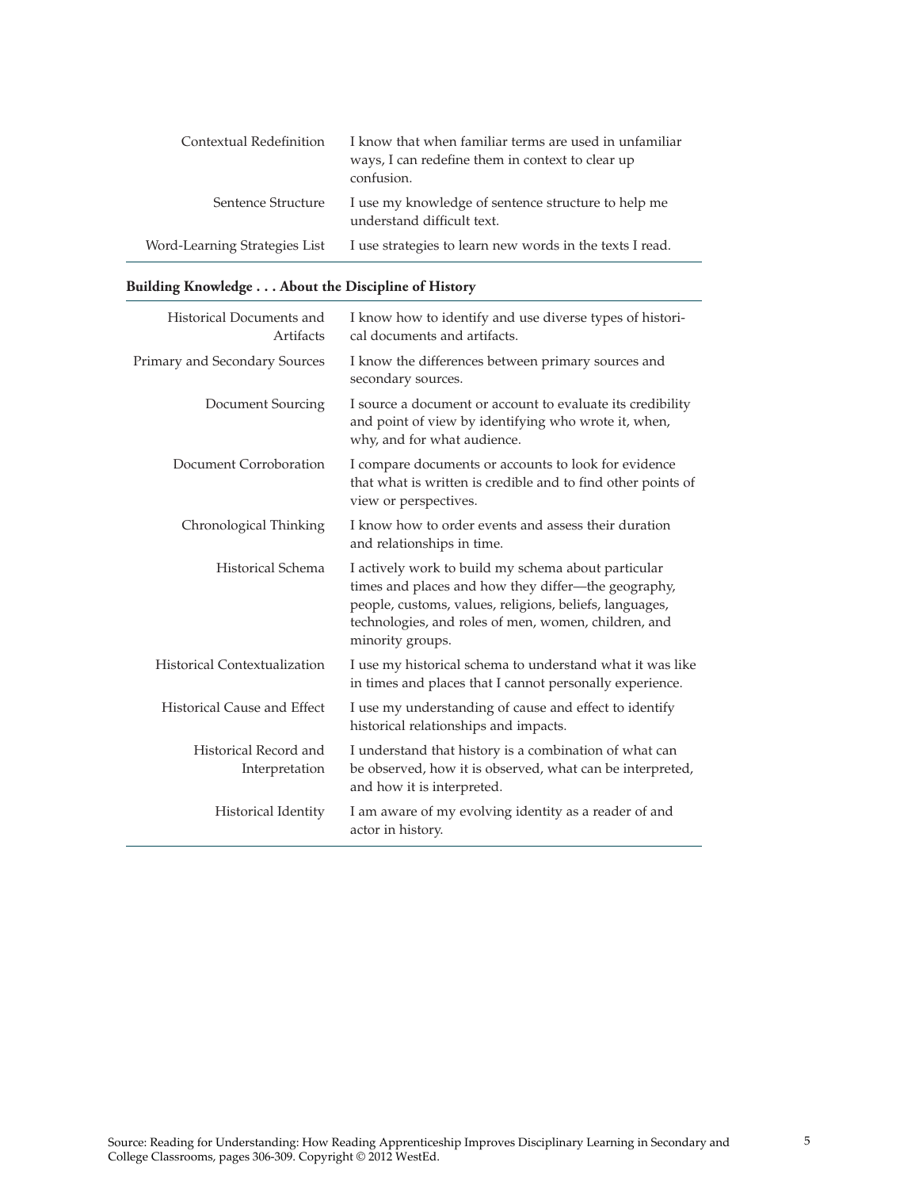| | |
|---|---|
| Contextual Redefinition | I know that when familiar terms are used in unfamiliar ways, I can redefine them in context to clear up confusion. |
| Sentence Structure | I use my knowledge of sentence structure to help me understand difficult text. |
| Word-Learning Strategies List | I use strategies to learn new words in the texts I read. |

**Building Knowledge . . . About the Discipline of History**

| | |
|---|---|
| Historical Documents and Artifacts | I know how to identify and use diverse types of historical documents and artifacts. |
| Primary and Secondary Sources | I know the differences between primary sources and secondary sources. |
| Document Sourcing | I source a document or account to evaluate its credibility and point of view by identifying who wrote it, when, why, and for what audience. |
| Document Corroboration | I compare documents or accounts to look for evidence that what is written is credible and to find other points of view or perspectives. |
| Chronological Thinking | I know how to order events and assess their duration and relationships in time. |
| Historical Schema | I actively work to build my schema about particular times and places and how they differ—the geography, people, customs, values, religions, beliefs, languages, technologies, and roles of men, women, children, and minority groups. |
| Historical Contextualization | I use my historical schema to understand what it was like in times and places that I cannot personally experience. |
| Historical Cause and Effect | I use my understanding of cause and effect to identify historical relationships and impacts. |
| Historical Record and Interpretation | I understand that history is a combination of what can be observed, how it is observed, what can be interpreted, and how it is interpreted. |
| Historical Identity | I am aware of my evolving identity as a reader of and actor in history. |

Source: Reading for Understanding: How Reading Apprenticeship Improves Disciplinary Learning in Secondary and College Classrooms, pages 306-309. Copyright © 2012 WestEd.